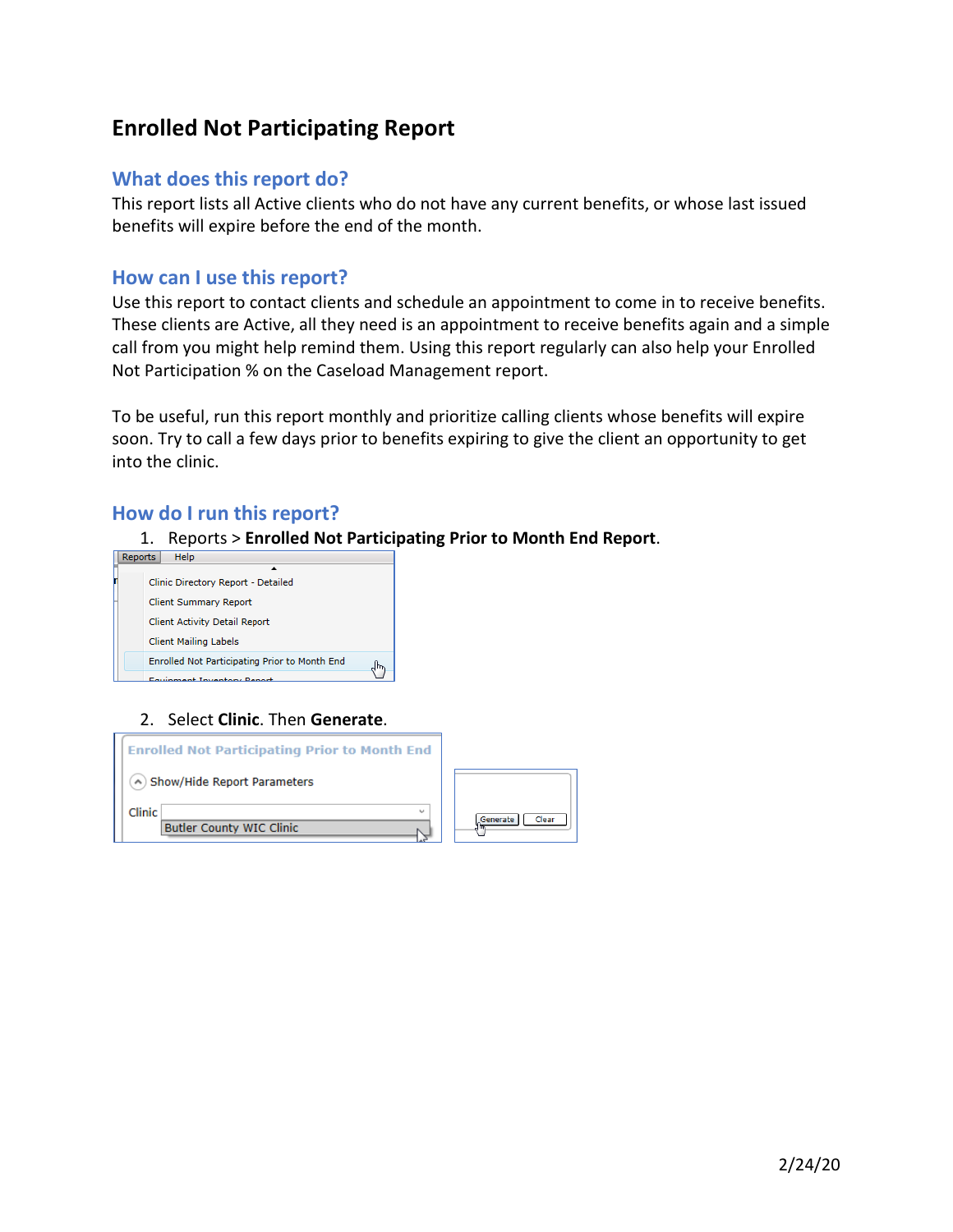# Enrolled Not Participating Report

## What does this report do?

This report lists all Active clients who do not have any current benefits, or whose last issued benefits will expire before the end of the month.

## How can I use this report?

Use this report to contact clients and schedule an appointment to come in to receive benefits. These clients are Active, all they need is an appointment to receive benefits again and a simple call from you might help remind them. Using this report regularly can also help your Enrolled Not Participation % on the Caseload Management report.

To be useful, run this report monthly and prioritize calling clients whose benefits will expire soon. Try to call a few days prior to benefits expiring to give the client an opportunity to get into the clinic.

## How do I run this report?

1. Reports > **Enrolled Not Participating Prior to Month End Report**.

2. Select **Clinic**. Then **Generate**.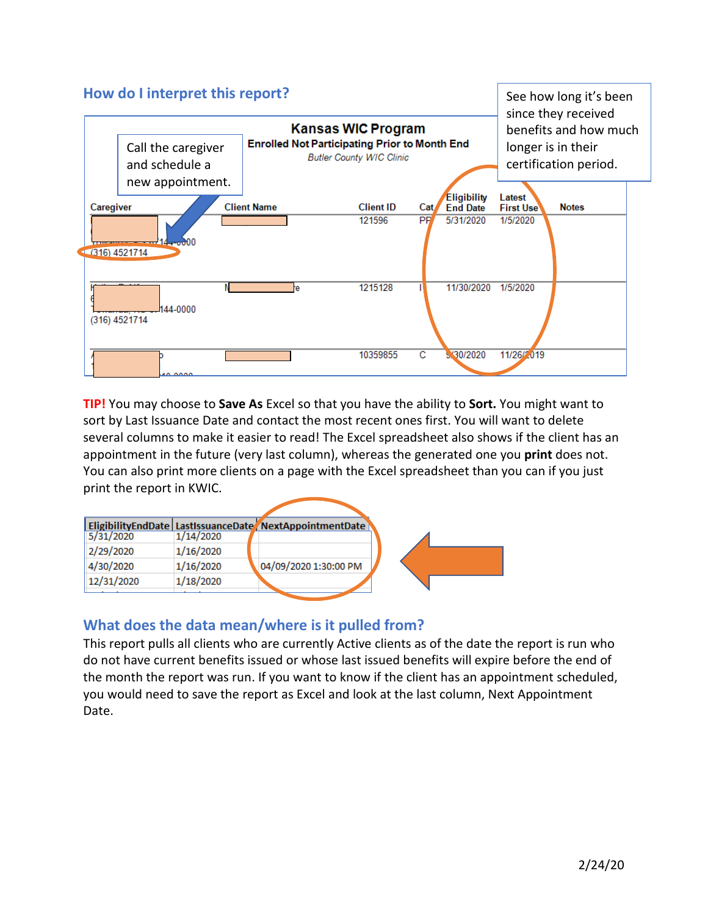## How do I interpret this report?

See how long it's been since they received benefits and how much longer is in their certification period.

Call the caregiver and schedule a new appointment.

**Kansas WIC Program**

**Enrolled Not Participating Prior to Month End**

*Butler County WIC Clinic*

| Caregiver | Client Name | Client ID | Cat | Eligibility End Date | Latest First Use | Notes |
|---|---|---|---|---|---|---|
| 144-0000 (316) 4521714 | | 121596 | PP | 5/31/2020 | 1/5/2020 | |
| 144-0000 (316) 4521714 | | 1215128 | I | 11/30/2020 | 1/5/2020 | |
| | | 10359855 | C | 9/30/2020 | 11/26/2019 | |

**TIP!** You may choose to **Save As** Excel so that you have the ability to **Sort.** You might want to sort by Last Issuance Date and contact the most recent ones first. You will want to delete several columns to make it easier to read! The Excel spreadsheet also shows if the client has an appointment in the future (very last column), whereas the generated one you **print** does not. You can also print more clients on a page with the Excel spreadsheet than you can if you just print the report in KWIC.

| EligibilityEndDate | LastIssuanceDate | NextAppointmentDate |
|---|---|---|
| 5/31/2020 | 1/14/2020 | |
| 2/29/2020 | 1/16/2020 | |
| 4/30/2020 | 1/16/2020 | 04/09/2020 1:30:00 PM |
| 12/31/2020 | 1/18/2020 | |

## What does the data mean/where is it pulled from?

This report pulls all clients who are currently Active clients as of the date the report is run who do not have current benefits issued or whose last issued benefits will expire before the end of the month the report was run. If you want to know if the client has an appointment scheduled, you would need to save the report as Excel and look at the last column, Next Appointment Date.

2/24/20